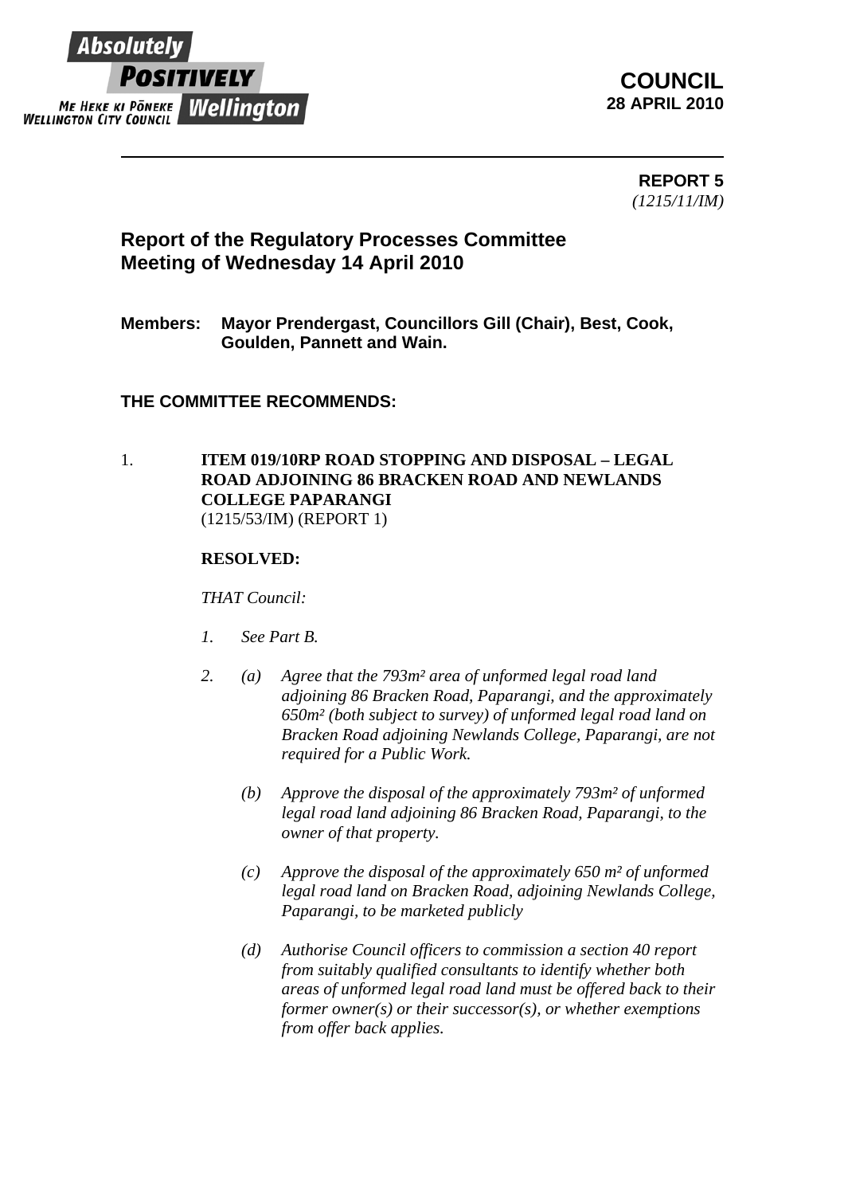Absolutely POSITIVELY Wellington

ME HEKE KI PŌNEKE
WELLINGTON CITY COUNCIL

**COUNCIL**
**28 APRIL 2010**

---

**REPORT 5**
*(1215/11/IM)*

## Report of the Regulatory Processes Committee Meeting of Wednesday 14 April 2010

**Members: Mayor Prendergast, Councillors Gill (Chair), Best, Cook, Goulden, Pannett and Wain.**

### THE COMMITTEE RECOMMENDS:

1. **ITEM 019/10RP ROAD STOPPING AND DISPOSAL – LEGAL ROAD ADJOINING 86 BRACKEN ROAD AND NEWLANDS COLLEGE PAPARANGI**
(1215/53/IM) (REPORT 1)

**RESOLVED:**

*THAT Council:*

*1. See Part B.*

*2. (a) Agree that the 793m² area of unformed legal road land adjoining 86 Bracken Road, Paparangi, and the approximately 650m² (both subject to survey) of unformed legal road land on Bracken Road adjoining Newlands College, Paparangi, are not required for a Public Work.*

*(b) Approve the disposal of the approximately 793m² of unformed legal road land adjoining 86 Bracken Road, Paparangi, to the owner of that property.*

*(c) Approve the disposal of the approximately 650 m² of unformed legal road land on Bracken Road, adjoining Newlands College, Paparangi, to be marketed publicly*

*(d) Authorise Council officers to commission a section 40 report from suitably qualified consultants to identify whether both areas of unformed legal road land must be offered back to their former owner(s) or their successor(s), or whether exemptions from offer back applies.*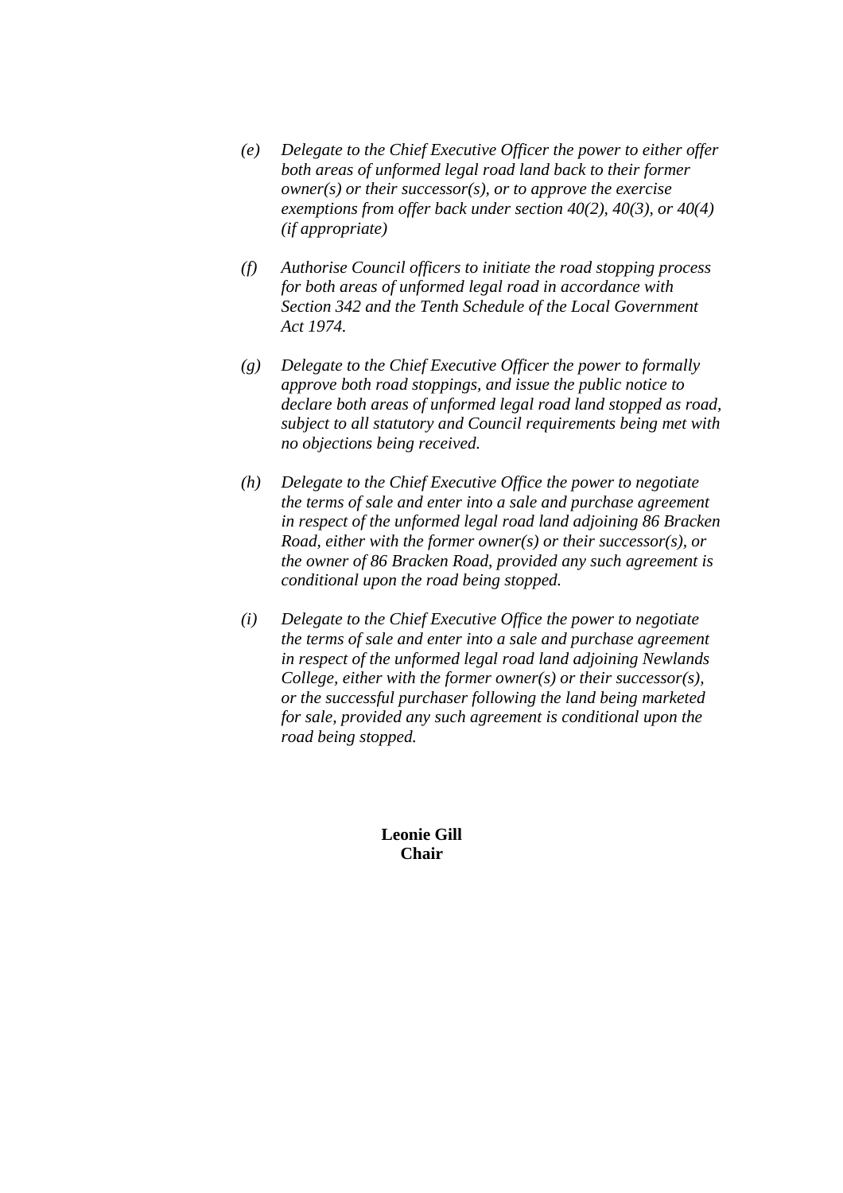*(e)* *Delegate to the Chief Executive Officer the power to either offer both areas of unformed legal road land back to their former owner(s) or their successor(s), or to approve the exercise exemptions from offer back under section 40(2), 40(3), or 40(4) (if appropriate)*

*(f)* *Authorise Council officers to initiate the road stopping process for both areas of unformed legal road in accordance with Section 342 and the Tenth Schedule of the Local Government Act 1974.*

*(g)* *Delegate to the Chief Executive Officer the power to formally approve both road stoppings, and issue the public notice to declare both areas of unformed legal road land stopped as road, subject to all statutory and Council requirements being met with no objections being received.*

*(h)* *Delegate to the Chief Executive Office the power to negotiate the terms of sale and enter into a sale and purchase agreement in respect of the unformed legal road land adjoining 86 Bracken Road, either with the former owner(s) or their successor(s), or the owner of 86 Bracken Road, provided any such agreement is conditional upon the road being stopped.*

*(i)* *Delegate to the Chief Executive Office the power to negotiate the terms of sale and enter into a sale and purchase agreement in respect of the unformed legal road land adjoining Newlands College, either with the former owner(s) or their successor(s), or the successful purchaser following the land being marketed for sale, provided any such agreement is conditional upon the road being stopped.*

**Leonie Gill**
**Chair**